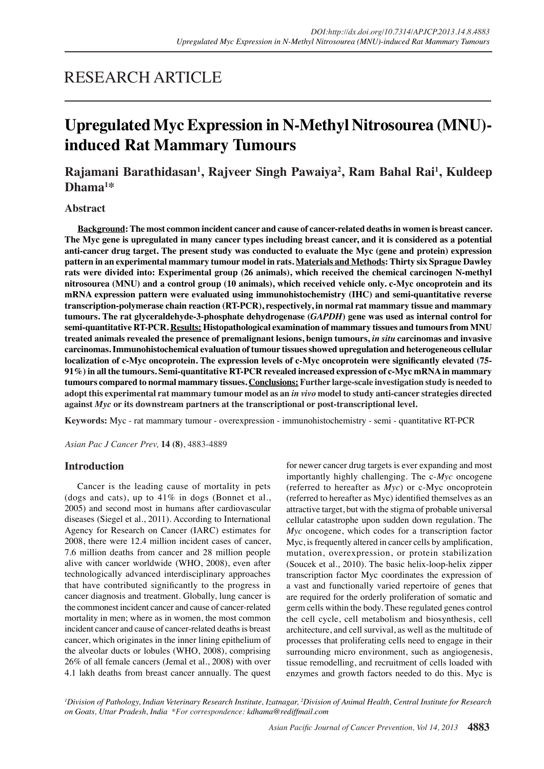RESEARCH ARTICLE

# Upregulated Myc Expression in N-Methyl Nitrosourea (MNU)-induced Rat Mammary Tumours

**Rajamani Barathidasan[1], Rajveer Singh Pawaiya[2], Ram Bahal Rai[1], Kuldeep Dhama[1]***

## Abstract

**Background: The most common incident cancer and cause of cancer-related deaths in women is breast cancer. The Myc gene is upregulated in many cancer types including breast cancer, and it is considered as a potential anti-cancer drug target. The present study was conducted to evaluate the Myc (gene and protein) expression pattern in an experimental mammary tumour model in rats. Materials and Methods: Thirty six Sprague Dawley rats were divided into: Experimental group (26 animals), which received the chemical carcinogen N-methyl nitrosourea (MNU) and a control group (10 animals), which received vehicle only. c-Myc oncoprotein and its mRNA expression pattern were evaluated using immunohistochemistry (IHC) and semi-quantitative reverse transcription-polymerase chain reaction (RT-PCR), respectively, in normal rat mammary tissue and mammary tumours. The rat glyceraldehyde-3-phosphate dehydrogenase (*GAPDH*) gene was used as internal control for semi-quantitative RT-PCR. Results: Histopathological examination of mammary tissues and tumours from MNU treated animals revealed the presence of premalignant lesions, benign tumours, *in situ* carcinomas and invasive carcinomas. Immunohistochemical evaluation of tumour tissues showed upregulation and heterogeneous cellular localization of c-Myc oncoprotein. The expression levels of c-Myc oncoprotein were significantly elevated (75-91%) in all the tumours. Semi-quantitative RT-PCR revealed increased expression of c-Myc mRNA in mammary tumours compared to normal mammary tissues. Conclusions: Further large-scale investigation study is needed to adopt this experimental rat mammary tumour model as an *in vivo* model to study anti-cancer strategies directed against *Myc* or its downstream partners at the transcriptional or post-transcriptional level.**

**Keywords:** Myc - rat mammary tumour - overexpression - immunohistochemistry - semi - quantitative RT-PCR

*Asian Pac J Cancer Prev,* **14 (8)**, 4883-4889

## Introduction

Cancer is the leading cause of mortality in pets (dogs and cats), up to 41% in dogs (Bonnet et al., 2005) and second most in humans after cardiovascular diseases (Siegel et al., 2011). According to International Agency for Research on Cancer (IARC) estimates for 2008, there were 12.4 million incident cases of cancer, 7.6 million deaths from cancer and 28 million people alive with cancer worldwide (WHO, 2008), even after technologically advanced interdisciplinary approaches that have contributed significantly to the progress in cancer diagnosis and treatment. Globally, lung cancer is the commonest incident cancer and cause of cancer-related mortality in men; where as in women, the most common incident cancer and cause of cancer-related deaths is breast cancer, which originates in the inner lining epithelium of the alveolar ducts or lobules (WHO, 2008), comprising 26% of all female cancers (Jemal et al., 2008) with over 4.1 lakh deaths from breast cancer annually. The quest for newer cancer drug targets is ever expanding and most importantly highly challenging. The c-*Myc* oncogene (referred to hereafter as *Myc*) or c-Myc oncoprotein (referred to hereafter as Myc) identified themselves as an attractive target, but with the stigma of probable universal cellular catastrophe upon sudden down regulation. The *Myc* oncogene, which codes for a transcription factor Myc, is frequently altered in cancer cells by amplification, mutation, overexpression, or protein stabilization (Soucek et al., 2010). The basic helix-loop-helix zipper transcription factor Myc coordinates the expression of a vast and functionally varied repertoire of genes that are required for the orderly proliferation of somatic and germ cells within the body. These regulated genes control the cell cycle, cell metabolism and biosynthesis, cell architecture, and cell survival, as well as the multitude of processes that proliferating cells need to engage in their surrounding micro environment, such as angiogenesis, tissue remodelling, and recruitment of cells loaded with enzymes and growth factors needed to do this. Myc is

*[1]Division of Pathology, Indian Veterinary Research Institute, Izatnagar, [2]Division of Animal Health, Central Institute for Research on Goats, Uttar Pradesh, India \*For correspondence: kdhama@rediffmail.com*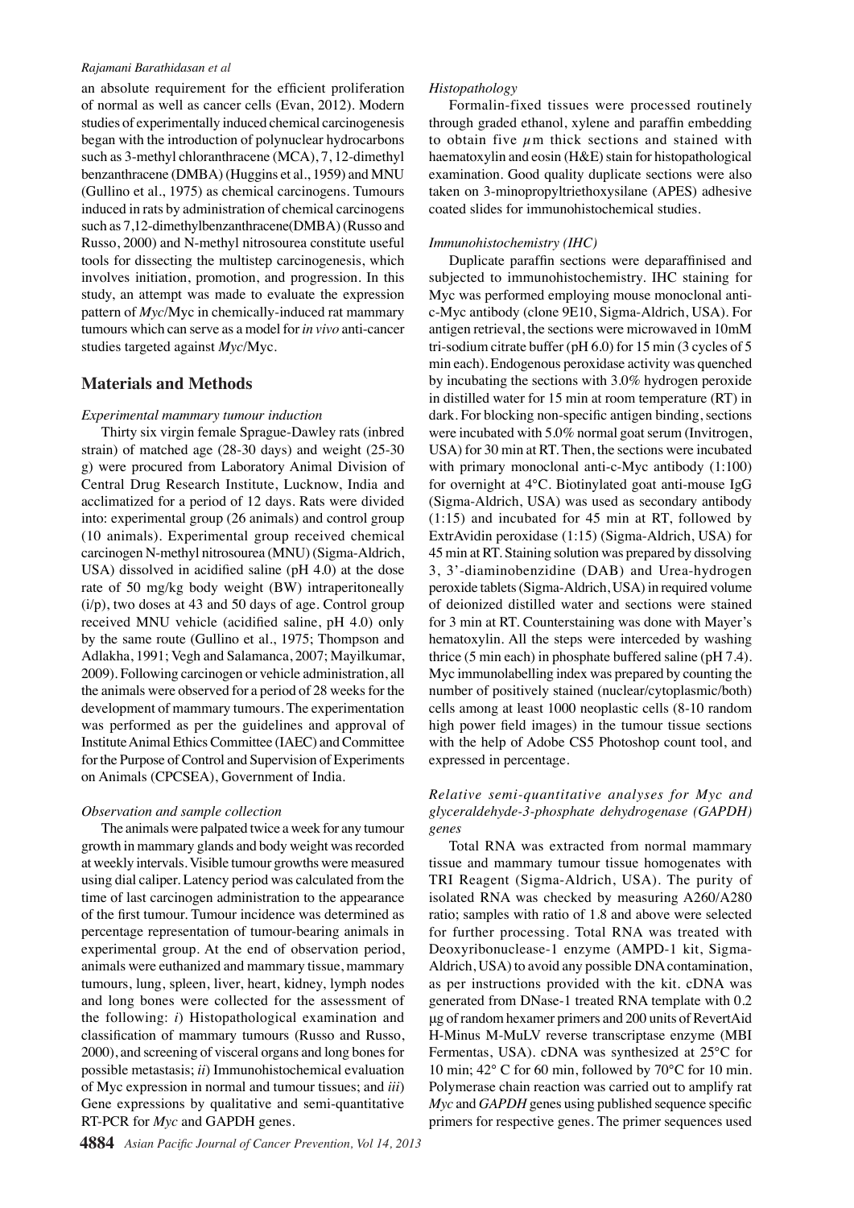an absolute requirement for the efficient proliferation of normal as well as cancer cells (Evan, 2012). Modern studies of experimentally induced chemical carcinogenesis began with the introduction of polynuclear hydrocarbons such as 3-methyl chloranthracene (MCA), 7, 12-dimethyl benzanthracene (DMBA) (Huggins et al., 1959) and MNU (Gullino et al., 1975) as chemical carcinogens. Tumours induced in rats by administration of chemical carcinogens such as 7,12-dimethylbenzanthracene(DMBA) (Russo and Russo, 2000) and N-methyl nitrosourea constitute useful tools for dissecting the multistep carcinogenesis, which involves initiation, promotion, and progression. In this study, an attempt was made to evaluate the expression pattern of *Myc*/Myc in chemically-induced rat mammary tumours which can serve as a model for *in vivo* anti-cancer studies targeted against *Myc*/Myc.

## Materials and Methods

### *Experimental mammary tumour induction*

Thirty six virgin female Sprague-Dawley rats (inbred strain) of matched age (28-30 days) and weight (25-30 g) were procured from Laboratory Animal Division of Central Drug Research Institute, Lucknow, India and acclimatized for a period of 12 days. Rats were divided into: experimental group (26 animals) and control group (10 animals). Experimental group received chemical carcinogen N-methyl nitrosourea (MNU) (Sigma-Aldrich, USA) dissolved in acidified saline (pH 4.0) at the dose rate of 50 mg/kg body weight (BW) intraperitoneally (i/p), two doses at 43 and 50 days of age. Control group received MNU vehicle (acidified saline, pH 4.0) only by the same route (Gullino et al., 1975; Thompson and Adlakha, 1991; Vegh and Salamanca, 2007; Mayilkumar, 2009). Following carcinogen or vehicle administration, all the animals were observed for a period of 28 weeks for the development of mammary tumours. The experimentation was performed as per the guidelines and approval of Institute Animal Ethics Committee (IAEC) and Committee for the Purpose of Control and Supervision of Experiments on Animals (CPCSEA), Government of India.

### *Observation and sample collection*

The animals were palpated twice a week for any tumour growth in mammary glands and body weight was recorded at weekly intervals. Visible tumour growths were measured using dial caliper. Latency period was calculated from the time of last carcinogen administration to the appearance of the first tumour. Tumour incidence was determined as percentage representation of tumour-bearing animals in experimental group. At the end of observation period, animals were euthanized and mammary tissue, mammary tumours, lung, spleen, liver, heart, kidney, lymph nodes and long bones were collected for the assessment of the following: *i*) Histopathological examination and classification of mammary tumours (Russo and Russo, 2000), and screening of visceral organs and long bones for possible metastasis; *ii*) Immunohistochemical evaluation of Myc expression in normal and tumour tissues; and *iii*) Gene expressions by qualitative and semi-quantitative RT-PCR for *Myc* and GAPDH genes.

### *Histopathology*

Formalin-fixed tissues were processed routinely through graded ethanol, xylene and paraffin embedding to obtain five $\mu$m thick sections and stained with haematoxylin and eosin (H&E) stain for histopathological examination. Good quality duplicate sections were also taken on 3-minopropyltriethoxysilane (APES) adhesive coated slides for immunohistochemical studies.

### *Immunohistochemistry (IHC)*

Duplicate paraffin sections were deparaffinised and subjected to immunohistochemistry. IHC staining for Myc was performed employing mouse monoclonal anti-c-Myc antibody (clone 9E10, Sigma-Aldrich, USA). For antigen retrieval, the sections were microwaved in 10mM tri-sodium citrate buffer (pH 6.0) for 15 min (3 cycles of 5 min each). Endogenous peroxidase activity was quenched by incubating the sections with 3.0% hydrogen peroxide in distilled water for 15 min at room temperature (RT) in dark. For blocking non-specific antigen binding, sections were incubated with 5.0% normal goat serum (Invitrogen, USA) for 30 min at RT. Then, the sections were incubated with primary monoclonal anti-c-Myc antibody (1:100) for overnight at 4°C. Biotinylated goat anti-mouse IgG (Sigma-Aldrich, USA) was used as secondary antibody (1:15) and incubated for 45 min at RT, followed by ExtrAvidin peroxidase (1:15) (Sigma-Aldrich, USA) for 45 min at RT. Staining solution was prepared by dissolving 3, 3'-diaminobenzidine (DAB) and Urea-hydrogen peroxide tablets (Sigma-Aldrich, USA) in required volume of deionized distilled water and sections were stained for 3 min at RT. Counterstaining was done with Mayer's hematoxylin. All the steps were interceded by washing thrice (5 min each) in phosphate buffered saline (pH 7.4). Myc immunolabelling index was prepared by counting the number of positively stained (nuclear/cytoplasmic/both) cells among at least 1000 neoplastic cells (8-10 random high power field images) in the tumour tissue sections with the help of Adobe CS5 Photoshop count tool, and expressed in percentage.

### *Relative semi-quantitative analyses for Myc and glyceraldehyde-3-phosphate dehydrogenase (GAPDH) genes*

Total RNA was extracted from normal mammary tissue and mammary tumour tissue homogenates with TRI Reagent (Sigma-Aldrich, USA). The purity of isolated RNA was checked by measuring A260/A280 ratio; samples with ratio of 1.8 and above were selected for further processing. Total RNA was treated with Deoxyribonuclease-1 enzyme (AMPD-1 kit, Sigma-Aldrich, USA) to avoid any possible DNA contamination, as per instructions provided with the kit. cDNA was generated from DNase-1 treated RNA template with 0.2 µg of random hexamer primers and 200 units of RevertAid H-Minus M-MuLV reverse transcriptase enzyme (MBI Fermentas, USA). cDNA was synthesized at 25°C for 10 min; 42° C for 60 min, followed by 70°C for 10 min. Polymerase chain reaction was carried out to amplify rat *Myc* and *GAPDH* genes using published sequence specific primers for respective genes. The primer sequences used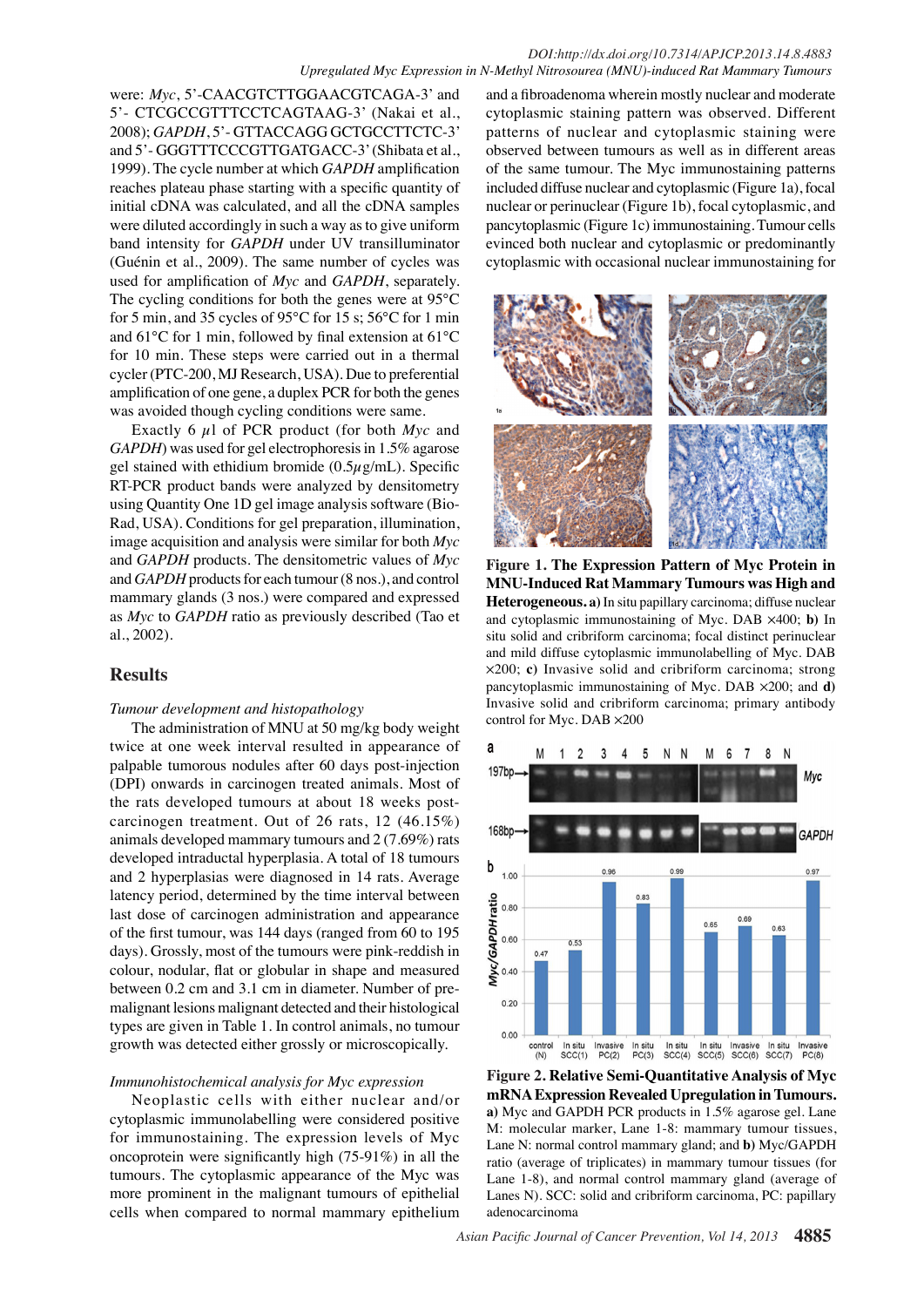were: *Myc*, 5'-CAACGTCTTGGAACGTCAGA-3' and 5'- CTCGCCGTTTCCTCAGTAAG-3' (Nakai et al., 2008); *GAPDH*, 5'- GTTACCAGG GCTGCCTTCTC-3' and 5'- GGGTTTCCCGTTGATGACC-3' (Shibata et al., 1999). The cycle number at which *GAPDH* amplification reaches plateau phase starting with a specific quantity of initial cDNA was calculated, and all the cDNA samples were diluted accordingly in such a way as to give uniform band intensity for *GAPDH* under UV transilluminator (Guénin et al., 2009). The same number of cycles was used for amplification of *Myc* and *GAPDH*, separately. The cycling conditions for both the genes were at 95°C for 5 min, and 35 cycles of 95°C for 15 s; 56°C for 1 min and 61°C for 1 min, followed by final extension at 61°C for 10 min. These steps were carried out in a thermal cycler (PTC-200, MJ Research, USA). Due to preferential amplification of one gene, a duplex PCR for both the genes was avoided though cycling conditions were same.

Exactly 6 $\mu$l of PCR product (for both *Myc* and *GAPDH*) was used for gel electrophoresis in 1.5% agarose gel stained with ethidium bromide (0.5$\mu$g/mL). Specific RT-PCR product bands were analyzed by densitometry using Quantity One 1D gel image analysis software (Bio-Rad, USA). Conditions for gel preparation, illumination, image acquisition and analysis were similar for both *Myc* and *GAPDH* products. The densitometric values of *Myc* and *GAPDH* products for each tumour (8 nos.), and control mammary glands (3 nos.) were compared and expressed as *Myc* to *GAPDH* ratio as previously described (Tao et al., 2002).

## Results

### *Tumour development and histopathology*

The administration of MNU at 50 mg/kg body weight twice at one week interval resulted in appearance of palpable tumorous nodules after 60 days post-injection (DPI) onwards in carcinogen treated animals. Most of the rats developed tumours at about 18 weeks post-carcinogen treatment. Out of 26 rats, 12 (46.15%) animals developed mammary tumours and 2 (7.69%) rats developed focal hyperplasia. A total of 18 tumours and 2 hyperplasias were diagnosed in 14 rats. Average latency period, determined by the time interval between last dose of carcinogen administration and appearance of the first tumour, was 144 days (ranged from 60 to 195 days). Grossly, most of the tumours were pink-reddish in colour, nodular, flat or globular in shape and measured between 0.2 cm and 3.1 cm in diameter. Number of pre-malignant lesions malignant detected and their histological types are given in Table 1. In control animals, no tumour growth was detected either grossly or microscopically.

### *Immunohistochemical analysis for Myc expression*

Neoplastic cells with either nuclear and/or cytoplasmic immunolabelling were considered positive for immunostaining. The expression levels of Myc oncoprotein were significantly high (75-91%) in all the tumours. The cytoplasmic appearance of the Myc was more prominent in the malignant tumours of epithelial cells when compared to normal mammary epithelium and a fibroadenoma wherein mostly nuclear and moderate cytoplasmic staining pattern was observed. Different patterns of nuclear and cytoplasmic staining were observed between tumours as well as in different areas of the same tumour. The Myc immunostaining patterns included diffuse nuclear and cytoplasmic (Figure 1a), focal nuclear or perinuclear (Figure 1b), focal cytoplasmic, and pancytoplasmic (Figure 1c) immunostaining. Tumour cells evinced both nuclear and cytoplasmic or predominantly cytoplasmic with occasional nuclear immunostaining for

**Figure 1. The Expression Pattern of Myc Protein in MNU-Induced Rat Mammary Tumours was High and Heterogeneous. a)** In situ papillary carcinoma; diffuse nuclear and cytoplasmic immunostaining of Myc. DAB ×400; **b)** In situ solid and cribriform carcinoma; focal distinct perinuclear and mild diffuse cytoplasmic immunolabelling of Myc. DAB ×200; Invasive solid and cribriform carcinoma; strong pancytoplasmic immunostaining of Myc. DAB ×200; and **d)** Invasive solid and cribriform carcinoma; primary antibody control for Myc. DAB ×200

**Figure 2. Relative Semi-Quantitative Analysis of Myc mRNA Expression Revealed Upregulation in Tumours. a)** Myc and GAPDH PCR products in 1.5% agarose gel. Lane M: molecular marker, Lane 1-8: mammary tumour tissues, Lane N: normal control mammary gland; and **b)** Myc/GAPDH ratio (average of triplicates) in mammary tumour tissues (for Lane 1-8), and normal control mammary gland (average of Lanes N). SCC: solid and cribriform carcinoma, PC: papillary adenocarcinoma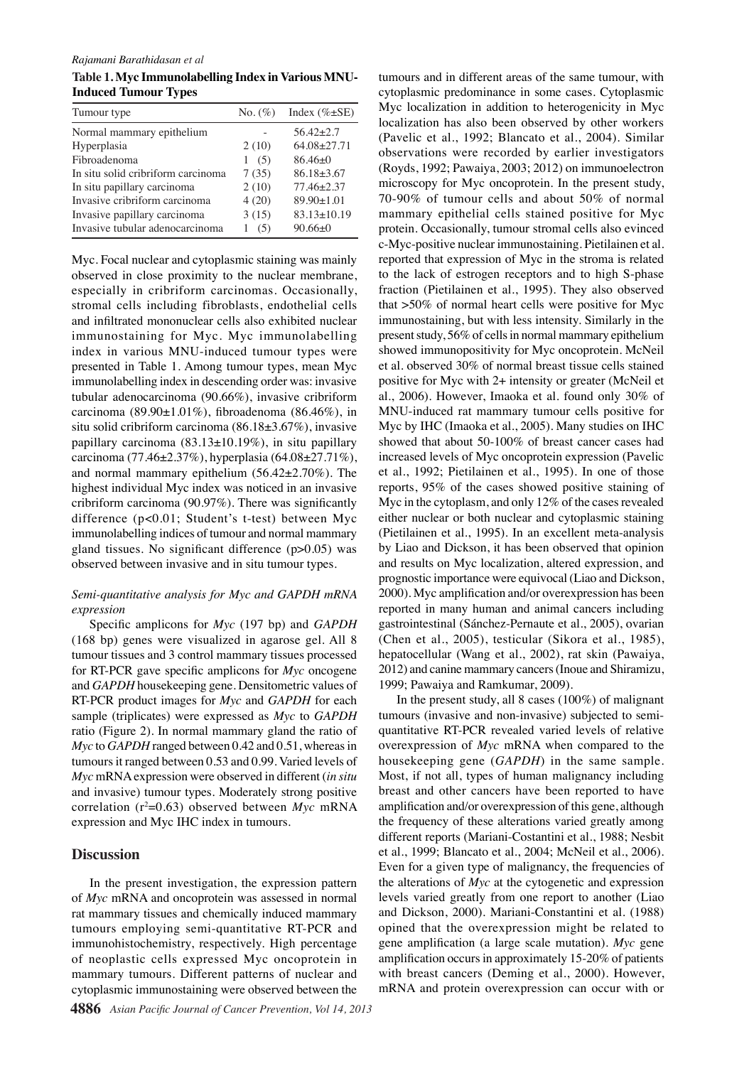**Table 1. Myc Immunolabelling Index in Various MNU-Induced Tumour Types**

| Tumour type | No. (%) | Index (%±SE) |
|---|---|---|
| Normal mammary epithelium | - | 56.42±2.7 |
| Hyperplasia | 2 (10) | 64.08±27.71 |
| Fibroadenoma | 1 (5) | 86.46±0 |
| In situ solid cribriform carcinoma | 7 (35) | 86.18±3.67 |
| In situ papillary carcinoma | 2 (10) | 77.46±2.37 |
| Invasive cribriform carcinoma | 4 (20) | 89.90±1.01 |
| Invasive papillary carcinoma | 3 (15) | 83.13±10.19 |
| Invasive tubular adenocarcinoma | 1 (5) | 90.66±0 |

Myc. Focal nuclear and cytoplasmic staining was mainly observed in close proximity to the nuclear membrane, especially in cribriform carcinomas. Occasionally, stromal cells including fibroblasts, endothelial cells and infiltrated mononuclear cells also exhibited nuclear immunostaining for Myc. Myc immunolabelling index in various MNU-induced tumour types were presented in Table 1. Among tumour types, mean Myc immunolabelling index in descending order was: invasive tubular adenocarcinoma (90.66%), invasive cribriform carcinoma (89.90±1.01%), fibroadenoma (86.46%), in situ solid cribriform carcinoma (86.18±3.67%), invasive papillary carcinoma (83.13±10.19%), in situ papillary carcinoma (77.46±2.37%), hyperplasia (64.08±27.71%), and normal mammary epithelium (56.42±2.70%). The highest individual Myc index was noticed in an invasive cribriform carcinoma (90.97%). There was significantly difference ($p<0.01$; Student's t-test) between Myc immunolabelling indices of tumour and normal mammary gland tissues. No significant difference ($p>0.05$) was observed between invasive and in situ tumour types.

### *Semi-quantitative analysis for Myc and GAPDH mRNA expression*

Specific amplicons for *Myc* (197 bp) and *GAPDH* (168 bp) genes were visualized in agarose gel. All 8 tumour tissues and 3 control mammary tissues processed for RT-PCR gave specific amplicons for *Myc* oncogene and *GAPDH* housekeeping gene. Densitometric values of RT-PCR product images for *Myc* and *GAPDH* for each sample (triplicates) were expressed as *Myc* to *GAPDH* ratio (Figure 2). In normal mammary gland the ratio of *Myc* to *GAPDH* ranged between 0.42 and 0.51, whereas in tumours it ranged between 0.53 and 0.99. Varied levels of *Myc* mRNA expression were observed in different (*in situ* and invasive) tumour types. Moderately strong positive correlation ($r^2$=0.63) observed between *Myc* mRNA expression and Myc IHC index in tumours.

## Discussion

In the present investigation, the expression pattern of *Myc* mRNA and oncoprotein was assessed in normal rat mammary tissues and chemically induced mammary tumours employing semi-quantitative RT-PCR and immunohistochemistry, respectively. High percentage of neoplastic cells expressed Myc oncoprotein in mammary tumours. Different patterns of nuclear and cytoplasmic immunostaining were observed between the tumours and in different areas of the same tumour, with cytoplasmic predominance in some cases. Cytoplasmic Myc localization in addition to heterogenicity in Myc localization has also been observed by other workers (Pavelic et al., 1992; Blancato et al., 2004). Similar observations were recorded by earlier investigators (Royds, 1992; Pawaiya, 2003; 2012) on immunoelectron microscopy for Myc oncoprotein. In the present study, 70-90% of tumour cells and about 50% of normal mammary epithelial cells stained positive for Myc protein. Occasionally, tumour stromal cells also evinced c-Myc-positive nuclear immunostaining. Pietilainen et al. reported that expression of Myc in the stroma is related to the lack of estrogen receptors and to high S-phase fraction (Pietilainen et al., 1995). They also observed that >50% of normal heart cells were positive for Myc immunostaining, but with less intensity. Similarly in the present study, 56% of cells in normal mammary epithelium showed immunopositivity for Myc oncoprotein. McNeil et al. observed 30% of normal breast tissue cells stained positive for Myc with 2+ intensity or greater (McNeil et al., 2006). However, Imaoka et al. found only 30% of MNU-induced rat mammary tumour cells positive for Myc by IHC (Imaoka et al., 2005). Many studies on IHC showed that about 50-100% of breast cancer cases had increased levels of Myc oncoprotein expression (Pavelic et al., 1992; Pietilainen et al., 1995). In one of those reports, 95% of the cases showed positive staining of Myc in the cytoplasm, and only 12% of the cases revealed either nuclear or both nuclear and cytoplasmic staining (Pietilainen et al., 1995). In an excellent meta-analysis by Liao and Dickson, it has been observed that opinion and results on Myc localization, altered expression, and prognostic importance were equivocal (Liao and Dickson, 2000). Myc amplification and/or overexpression has been reported in many human and animal cancers including gastrointestinal (Sánchez-Pernaute et al., 2005), ovarian (Chen et al., 2005), testicular (Sikora et al., 1985), hepatocellular (Wang et al., 2002), rat skin (Pawaiya, 2012) and canine mammary cancers (Inoue and Shiramizu, 1999; Pawaiya and Ramkumar, 2009).

In the present study, all 8 cases (100%) of malignant tumours (invasive and non-invasive) subjected to semi-quantitative RT-PCR revealed varied levels of relative overexpression of *Myc* mRNA when compared to the housekeeping gene (*GAPDH*) in the same sample. Most, if not all, types of human malignancy including breast and other cancers have been reported to have amplification and/or overexpression of this gene, although the frequency of these alterations varied greatly among different reports (Mariani-Costantini et al., 1988; Nesbit et al., 1999; Blancato et al., 2004; McNeil et al., 2006). Even for a given type of malignancy, the frequencies of the alterations of *Myc* at the cytogenetic and expression levels varied greatly from one report to another (Liao and Dickson, 2000). Mariani-Costantini et al. (1988) opined that the overexpression might be related to gene amplification (a large scale mutation). *Myc* gene amplification occurs in approximately 15-20% of patients with breast cancers (Deming et al., 2000). However, mRNA and protein overexpression can occur with or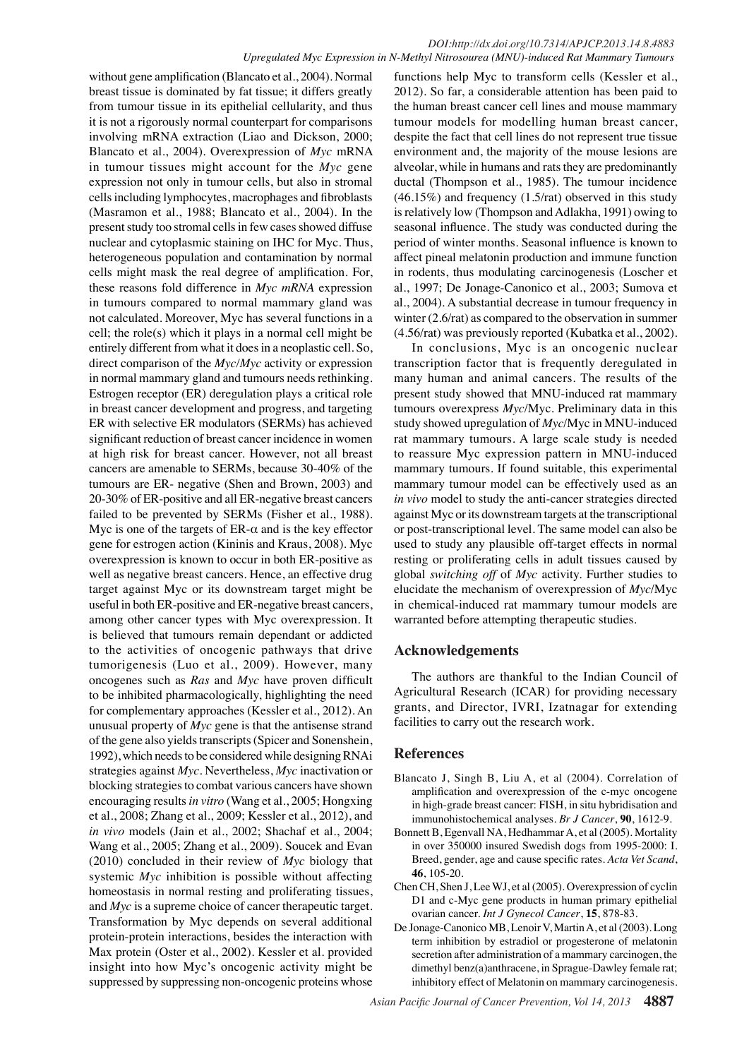without gene amplification (Blancato et al., 2004). Normal breast tissue is dominated by fat tissue; it differs greatly from tumour tissue in its epithelial cellularity, and thus it is not a rigorously normal counterpart for comparisons involving mRNA extraction (Liao and Dickson, 2000; Blancato et al., 2004). Overexpression of *Myc* mRNA in tumour tissues might account for the *Myc* gene expression not only in tumour cells, but also in stromal cells including lymphocytes, macrophages and fibroblasts (Masramon et al., 1988; Blancato et al., 2004). In the present study too stromal cells in few cases showed diffuse nuclear and cytoplasmic staining on IHC for Myc. Thus, heterogeneous population and contamination by normal cells might mask the real degree of amplification. For, these reasons fold difference in *Myc mRNA* expression in tumours compared to normal mammary gland was not calculated. Moreover, Myc has several functions in a cell; the role(s) which it plays in a normal cell might be entirely different from what it does in a neoplastic cell. So, direct comparison of the *Myc*/*Myc* activity or expression in normal mammary gland and tumours needs rethinking. Estrogen receptor (ER) deregulation plays a critical role in breast cancer development and progress, and targeting ER with selective ER modulators (SERMs) has achieved significant reduction of breast cancer incidence in women at high risk for breast cancer. However, not all breast cancers are amenable to SERMs, because 30-40% of the tumours are ER- negative (Shen and Brown, 2003) and 20-30% of ER-positive and all ER-negative breast cancers failed to be prevented by SERMs (Fisher et al., 1988). Myc is one of the targets of ER-$\alpha$ and is the key effector gene for estrogen action (Kininis and Kraus, 2008). Myc overexpression is known to occur in both ER-positive as well as negative breast cancers. Hence, an effective drug target against Myc or its downstream target might be useful in both ER-positive and ER-negative breast cancers, among other cancer types with Myc overexpression. It is believed that tumours remain dependant or addicted to the activities of oncogenic pathways that drive tumorigenesis (Luo et al., 2009). However, many oncogenes such as *Ras* and *Myc* have proven difficult to be inhibited pharmacologically, highlighting the need for complementary approaches (Kessler et al., 2012). An unusual property of *Myc* gene is that the antisense strand of the gene also yields transcripts (Spicer and Sonenshein, 1992), which needs to be considered while designing RNAi strategies against *Myc*. Nevertheless, *Myc* inactivation or blocking strategies to combat various cancers have shown encouraging results *in vitro* (Wang et al., 2005; Hongxing et al., 2008; Zhang et al., 2009; Kessler et al., 2012), and *in vivo* models (Jain et al., 2002; Shachaf et al., 2004; Wang et al., 2005; Zhang et al., 2009). Soucek and Evan (2010) concluded in their review of *Myc* biology that systemic *Myc* inhibition is possible without affecting homeostasis in normal resting and proliferating tissues, and *Myc* is a supreme choice of cancer therapeutic target. Transformation by Myc depends on several additional protein-protein interactions, besides the interaction with Max protein (Oster et al., 2002). Kessler et al. provided insight into how Myc's oncogenic activity might be suppressed by suppressing non-oncogenic proteins whose functions help Myc to transform cells (Kessler et al., 2012). So far, a considerable attention has been paid to the human breast cancer cell lines and mouse mammary tumour models for modelling human breast cancer, despite the fact that cell lines do not represent true tissue environment and, the majority of the mouse lesions are alveolar, while in humans and rats they are predominantly ductal (Thompson et al., 1985). The tumour incidence (46.15%) and frequency (1.5/rat) observed in this study is relatively low (Thompson and Adlakha, 1991) owing to seasonal influence. The study was conducted during the period of winter months. Seasonal influence is known to affect pineal melatonin production and immune function in rodents, thus modulating carcinogenesis (Loscher et al., 1997; De Jonage-Canonico et al., 2003; Sumova et al., 2004). A substantial decrease in tumour frequency in winter (2.6/rat) as compared to the observation in summer (4.56/rat) was previously reported (Kubatka et al., 2002).

In conclusions, Myc is an oncogenic nuclear transcription factor that is frequently deregulated in many human and animal cancers. The results of the present study showed that MNU-induced rat mammary tumours overexpress *Myc*/Myc. Preliminary data in this study showed upregulation of *Myc*/Myc in MNU-induced rat mammary tumours. A large scale study is needed to reassure Myc expression pattern in MNU-induced mammary tumours. If found suitable, this experimental mammary tumour model can be effectively used as an *in vivo* model to study the anti-cancer strategies directed against Myc or its downstream targets at the transcriptional or post-transcriptional level. The same model can also be used to study any plausible off-target effects in normal resting or proliferating cells in adult tissues caused by global *switching off* of *Myc* activity. Further studies to elucidate the mechanism of overexpression of *Myc*/Myc in chemical-induced rat mammary tumour models are warranted before attempting therapeutic studies.

## Acknowledgements

The authors are thankful to the Indian Council of Agricultural Research (ICAR) for providing necessary grants, and Director, IVRI, Izatnagar for extending facilities to carry out the research work.

## References

Blancato J, Singh B, Liu A, et al (2004). Correlation of amplification and overexpression of the c-myc oncogene in high-grade breast cancer: FISH, in situ hybridisation and immunohistochemical analyses. *Br J Cancer*, **90**, 1612-9.

Bonnett B, Egenvall NA, Hedhammar A, et al (2005). Mortality in over 350000 insured Swedish dogs from 1995-2000: I. Breed, gender, age and cause specific rates. *Acta Vet Scand*, **46**, 105-20.

Chen CH, Shen J, Lee WJ, et al (2005). Overexpression of cyclin D1 and c-Myc gene products in human primary epithelial ovarian cancer. *Int J Gynecol Cancer*, **15**, 878-83.

De Jonage-Canonico MB, Lenoir V, Martin A, et al (2003). Long term inhibition by estradiol or progesterone of melatonin secretion after administration of a mammary carcinogen, the dimethyl benz(a)anthracene, in Sprague-Dawley female rat; inhibitory effect of Melatonin on mammary carcinogenesis.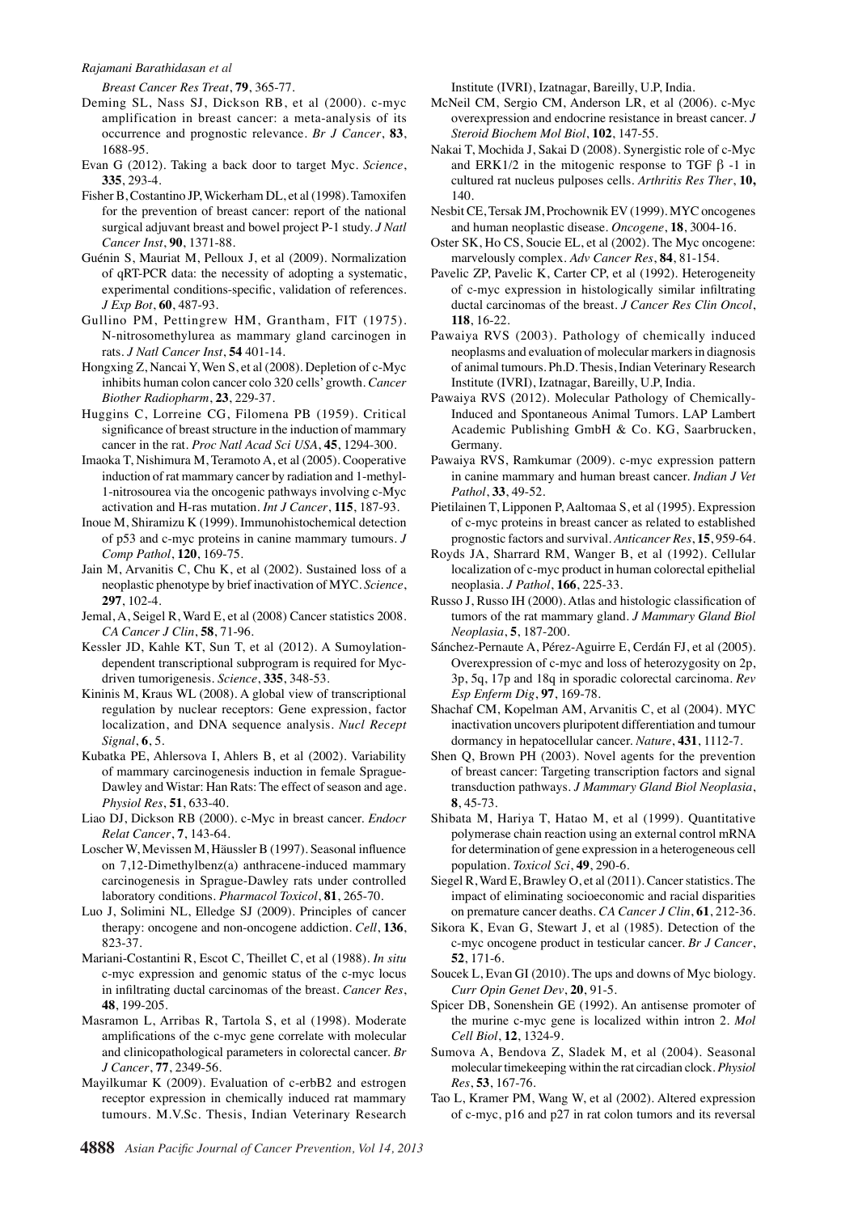*Breast Cancer Res Treat*, **79**, 365-77.

Deming SL, Nass SJ, Dickson RB, et al (2000). c-myc amplification in breast cancer: a meta-analysis of its occurrence and prognostic relevance. *Br J Cancer*, **83**, 1688-95.

Evan G (2012). Taking a back door to target Myc. *Science*, **335**, 293-4.

Fisher B, Costantino JP, Wickerham DL, et al (1998). Tamoxifen for the prevention of breast cancer: report of the national surgical adjuvant breast and bowel project P-1 study. *J Natl Cancer Inst*, **90**, 1371-88.

Guénin S, Mauriat M, Pelloux J, et al (2009). Normalization of qRT-PCR data: the necessity of adopting a systematic, experimental conditions-specific, validation of references. *J Exp Bot*, **60**, 487-93.

Gullino PM, Pettingrew HM, Grantham, FIT (1975). N-nitrosomethylurea as mammary gland carcinogen in rats. *J Natl Cancer Inst*, **54** 401-14.

Hongxing Z, Nancai Y, Wen S, et al (2008). Depletion of c-Myc inhibits human colon cancer colo 320 cells' growth. *Cancer Biother Radiopharm*, **23**, 229-37.

Huggins C, Lorreine CG, Filomena PB (1959). Critical significance of breast structure in the induction of mammary cancer in the rat. *Proc Natl Acad Sci USA*, **45**, 1294-300.

Imaoka T, Nishimura M, Teramoto A, et al (2005). Cooperative induction of rat mammary cancer by radiation and 1-methyl-1-nitrosourea via the oncogenic pathways involving c-Myc activation and H-ras mutation. *Int J Cancer*, **115**, 187-93.

Inoue M, Shiramizu K (1999). Immunohistochemical detection of p53 and c-myc proteins in canine mammary tumours. *J Comp Pathol*, **120**, 169-75.

Jain M, Arvanitis C, Chu K, et al (2002). Sustained loss of a neoplastic phenotype by brief inactivation of MYC. *Science*, **297**, 102-4.

Jemal, A, Seigel R, Ward E, et al (2008) Cancer statistics 2008. *CA Cancer J Clin*, **58**, 71-96.

Kessler JD, Kahle KT, Sun T, et al (2012). A Sumoylation-dependent transcriptional subprogram is required for Myc-driven tumorigenesis. *Science*, **335**, 348-53.

Kininis M, Kraus WL (2008). A global view of transcriptional regulation by nuclear receptors: Gene expression, factor localization, and DNA sequence analysis. *Nucl Recept Signal*, **6**, 5.

Kubatka PE, Ahlersova I, Ahlers B, et al (2002). Variability of mammary carcinogenesis induction in female Sprague-Dawley and Wistar: Han Rats: The effect of season and age. *Physiol Res*, **51**, 633-40.

Liao DJ, Dickson RB (2000). c-Myc in breast cancer. *Endocr Relat Cancer*, **7**, 143-64.

Loscher W, Mevissen M, Häussler B (1997). Seasonal influence on 7,12-Dimethylbenz(a) anthracene-induced mammary carcinogenesis in Sprague-Dawley rats under controlled laboratory conditions. *Pharmacol Toxicol*, **81**, 265-70.

Luo J, Solimini NL, Elledge SJ (2009). Principles of cancer therapy: oncogene and non-oncogene addiction. *Cell*, **136**, 823-37.

Mariani-Costantini R, Escot C, Theillet C, et al (1988). *In situ* c-myc expression and genomic status of the c-myc locus in infiltrating ductal carcinomas of the breast. *Cancer Res*, **48**, 199-205.

Masramon L, Arribas R, Tartola S, et al (1998). Moderate amplifications of the c-myc gene correlate with molecular and clinicopathological parameters in colorectal cancer. *Br J Cancer*, **77**, 2349-56.

Mayilkumar K (2009). Evaluation of c-erbB2 and estrogen receptor expression in chemically induced rat mammary tumours. M.V.Sc. Thesis, Indian Veterinary Research Institute (IVRI), Izatnagar, Bareilly, U.P, India.

McNeil CM, Sergio CM, Anderson LR, et al (2006). c-Myc overexpression and endocrine resistance in breast cancer. *J Steroid Biochem Mol Biol*, **102**, 147-55.

Nakai T, Mochida J, Sakai D (2008). Synergistic role of c-Myc and ERK1/2 in the mitogenic response to TGF β -1 in cultured rat nucleus pulposes cells. *Arthritis Res Ther*, **10,** 140.

Nesbit CE, Tersak JM, Prochownik EV (1999). MYC oncogenes and human neoplastic disease. *Oncogene*, **18**, 3004-16.

Oster SK, Ho CS, Soucie EL, et al (2002). The Myc oncogene: marvelously complex. *Adv Cancer Res*, **84**, 81-154.

Pavelic ZP, Pavelic K, Carter CP, et al (1992). Heterogeneity of c-myc expression in histologically similar infiltrating ductal carcinomas of the breast. *J Cancer Res Clin Oncol*, **118**, 16-22.

Pawaiya RVS (2003). Pathology of chemically induced neoplasms and evaluation of molecular markers in diagnosis of animal tumours. Ph.D. Thesis, Indian Veterinary Research Institute (IVRI), Izatnagar, Bareilly, U.P, India.

Pawaiya RVS (2012). Molecular Pathology of Chemically-Induced and Spontaneous Animal Tumors. LAP Lambert Academic Publishing GmbH & Co. KG, Saarbrucken, Germany.

Pawaiya RVS, Ramkumar (2009). c-myc expression pattern in canine mammary and human breast cancer. *Indian J Vet Pathol*, **33**, 49-52.

Pietilainen T, Lipponen P, Aaltomaa S, et al (1995). Expression of c-myc proteins in breast cancer as related to established prognostic factors and survival. *Anticancer Res*, **15**, 959-64.

Royds JA, Sharrard RM, Wanger B, et al (1992). Cellular localization of c-myc product in human colorectal epithelial neoplasia. *J Pathol*, **166**, 225-33.

Russo J, Russo IH (2000). Atlas and histologic classification of tumors of the rat mammary gland. *J Mammary Gland Biol Neoplasia*, **5**, 187-200.

Sánchez-Pernaute A, Pérez-Aguirre E, Cerdán FJ, et al (2005). Overexpression of c-myc and loss of heterozygosity on 2p, 3p, 5q, 17p and 18q in sporadic colorectal carcinoma. *Rev Esp Enferm Dig*, **97**, 169-78.

Shachaf CM, Kopelman AM, Arvanitis C, et al (2004). MYC inactivation uncovers pluripotent differentiation and tumour dormancy in hepatocellular cancer. *Nature*, **431**, 1112-7.

Shen Q, Brown PH (2003). Novel agents for the prevention of breast cancer: Targeting transcription factors and signal transduction pathways. *J Mammary Gland Biol Neoplasia*, **8**, 45-73.

Shibata M, Hariya T, Hatao M, et al (1999). Quantitative polymerase chain reaction using an external control mRNA for determination of gene expression in a heterogeneous cell population. *Toxicol Sci*, **49**, 290-6.

Siegel R, Ward E, Brawley O, et al (2011). Cancer statistics. The impact of eliminating socioeconomic and racial disparities on premature cancer deaths. *CA Cancer J Clin*, **61**, 212-36.

Sikora K, Evan G, Stewart J, et al (1985). Detection of the c-myc oncogene product in testicular cancer. *Br J Cancer*, **52**, 171-6.

Soucek L, Evan GI (2010). The ups and downs of Myc biology. *Curr Opin Genet Dev*, **20**, 91-5.

Spicer DB, Sonenshein GE (1992). An antisense promoter of the murine c-myc gene is localized within intron 2. *Mol Cell Biol*, **12**, 1324-9.

Sumova A, Bendova Z, Sladek M, et al (2004). Seasonal molecular timekeeping within the rat circadian clock. *Physiol Res*, **53**, 167-76.

Tao L, Kramer PM, Wang W, et al (2002). Altered expression of c-myc, p16 and p27 in rat colon tumors and its reversal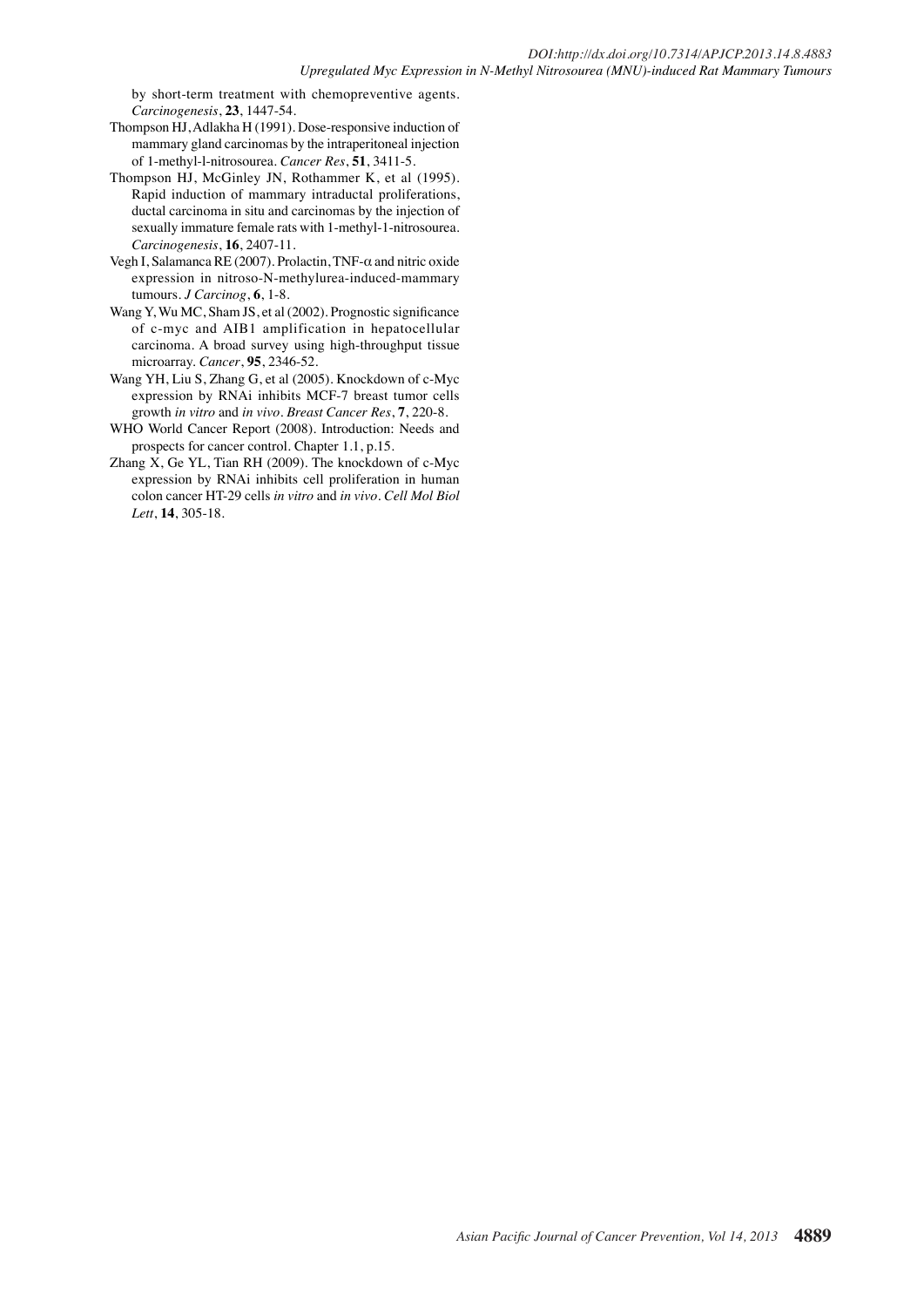by short-term treatment with chemopreventive agents. *Carcinogenesis*, **23**, 1447-54.

Thompson HJ, Adlakha H (1991). Dose-responsive induction of mammary gland carcinomas by the intraperitoneal injection of 1-methyl-l-nitrosourea. *Cancer Res*, **51**, 3411-5.

Thompson HJ, McGinley JN, Rothammer K, et al (1995). Rapid induction of mammary intraductal proliferations, ductal carcinoma in situ and carcinomas by the injection of sexually immature female rats with 1-methyl-1-nitrosourea. *Carcinogenesis*, **16**, 2407-11.

Vegh I, Salamanca RE (2007). Prolactin, TNF-α and nitric oxide expression in nitroso-N-methylurea-induced-mammary tumours. *J Carcinog*, **6**, 1-8.

Wang Y, Wu MC, Sham JS, et al (2002). Prognostic significance of c-myc and AIB1 amplification in hepatocellular carcinoma. A broad survey using high-throughput tissue microarray. *Cancer*, **95**, 2346-52.

Wang YH, Liu S, Zhang G, et al (2005). Knockdown of c-Myc expression by RNAi inhibits MCF-7 breast tumor cells growth *in vitro* and *in vivo*. *Breast Cancer Res*, **7**, 220-8.

WHO World Cancer Report (2008). Introduction: Needs and prospects for cancer control. Chapter 1.1, p.15.

Zhang X, Ge YL, Tian RH (2009). The knockdown of c-Myc expression by RNAi inhibits cell proliferation in human colon cancer HT-29 cells *in vitro* and *in vivo*. *Cell Mol Biol Lett*, **14**, 305-18.